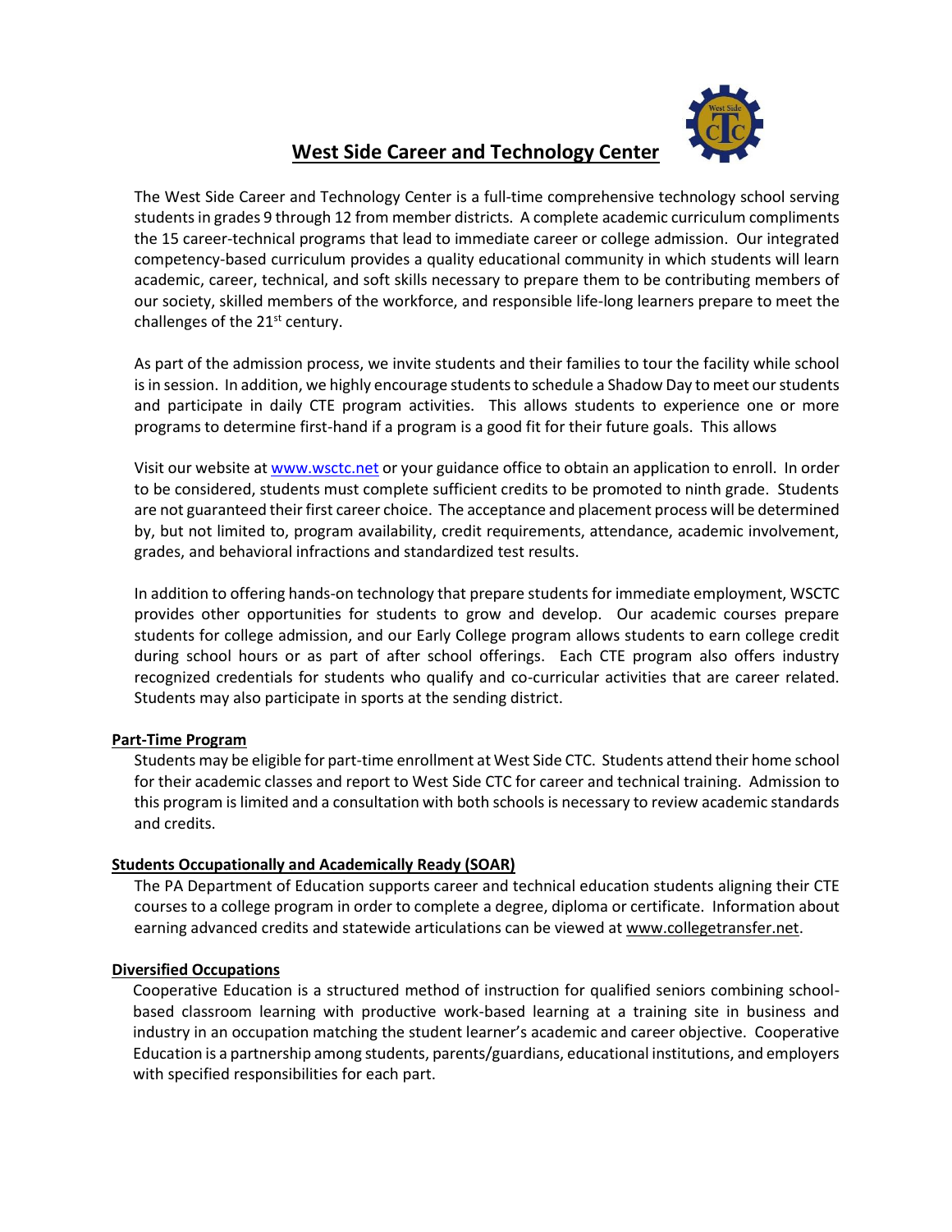# West Side Career and Technology Center

The West Side Career and Technology Center is a full-time comprehensive technology school serving students in grades 9 through 12 from member districts. A complete academic curriculum compliments the 15 career-technical programs that lead to immediate career or college admission. Our integrated competency-based curriculum provides a quality educational community in which students will learn academic, career, technical, and soft skills necessary to prepare them to be contributing members of our society, skilled members of the workforce, and responsible life-long learners prepare to meet the challenges of the 21st century.

As part of the admission process, we invite students and their families to tour the facility while school is in session. In addition, we highly encourage students to schedule a Shadow Day to meet our students and participate in daily CTE program activities. This allows students to experience one or more programs to determine first-hand if a program is a good fit for their future goals. This allows

Visit our website at www.wsctc.net or your guidance office to obtain an application to enroll. In order to be considered, students must complete sufficient credits to be promoted to ninth grade. Students are not guaranteed their first career choice. The acceptance and placement process will be determined by, but not limited to, program availability, credit requirements, attendance, academic involvement, grades, and behavioral infractions and standardized test results.

In addition to offering hands-on technology that prepare students for immediate employment, WSCTC provides other opportunities for students to grow and develop. Our academic courses prepare students for college admission, and our Early College program allows students to earn college credit during school hours or as part of after school offerings. Each CTE program also offers industry recognized credentials for students who qualify and co-curricular activities that are career related. Students may also participate in sports at the sending district.

## Part-Time Program

Students may be eligible for part-time enrollment at West Side CTC. Students attend their home school for their academic classes and report to West Side CTC for career and technical training. Admission to this program is limited and a consultation with both schools is necessary to review academic standards and credits.

## Students Occupationally and Academically Ready (SOAR)

The PA Department of Education supports career and technical education students aligning their CTE courses to a college program in order to complete a degree, diploma or certificate. Information about earning advanced credits and statewide articulations can be viewed at www.collegetransfer.net.

## Diversified Occupations

Cooperative Education is a structured method of instruction for qualified seniors combining school-based classroom learning with productive work-based learning at a training site in business and industry in an occupation matching the student learner's academic and career objective. Cooperative Education is a partnership among students, parents/guardians, educational institutions, and employers with specified responsibilities for each part.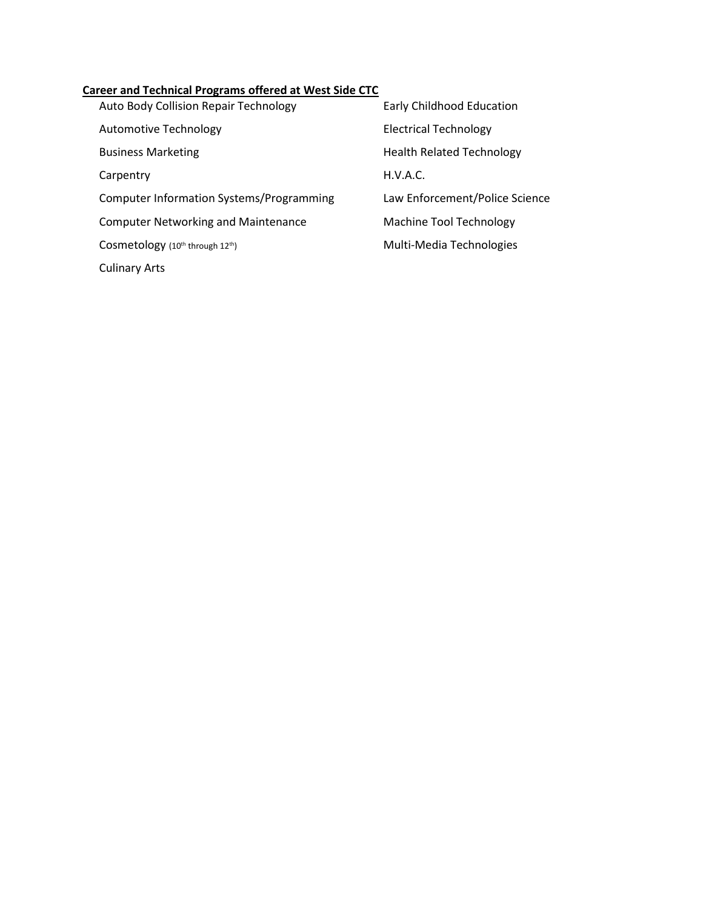**Career and Technical Programs offered at West Side CTC**

- Auto Body Collision Repair Technology
- Automotive Technology
- Business Marketing
- Carpentry
- Computer Information Systems/Programming
- Computer Networking and Maintenance
- Cosmetology (10th through 12th)
- Culinary Arts
- Early Childhood Education
- Electrical Technology
- Health Related Technology
- H.V.A.C.
- Law Enforcement/Police Science
- Machine Tool Technology
- Multi-Media Technologies